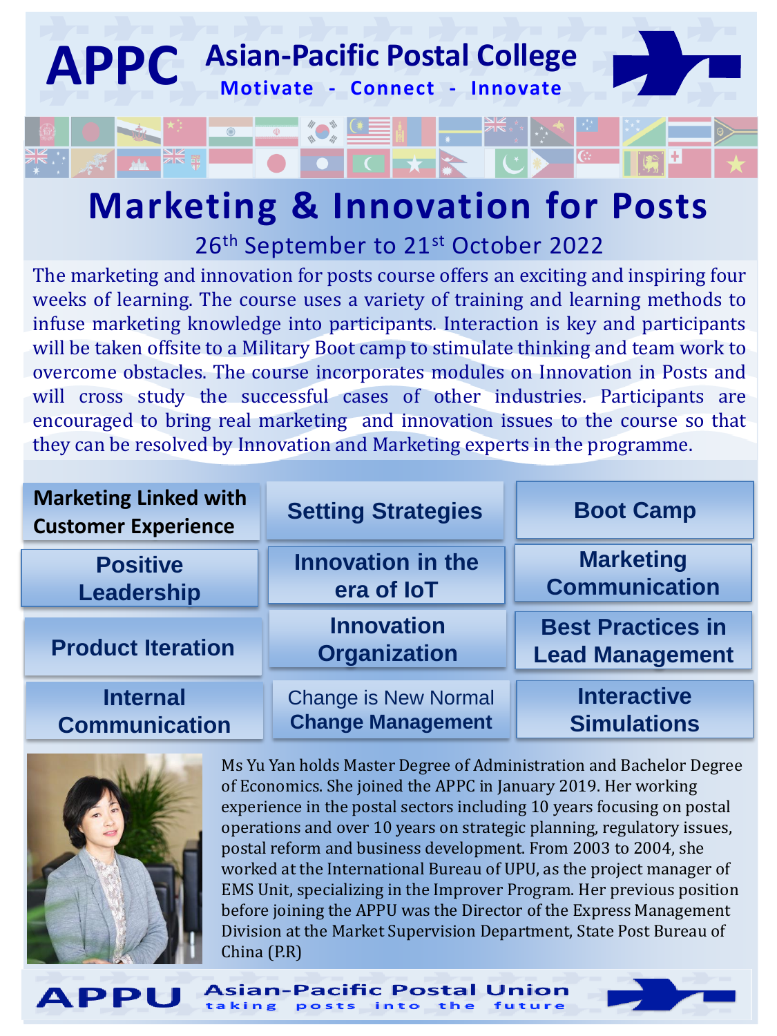# APPC Asian-Pacific Postal College

**Motivate - Connect - Innovate**

# Marketing & Innovation for Posts

26th September to 21st October 2022

The marketing and innovation for posts course offers an exciting and inspiring four weeks of learning. The course uses a variety of training and learning methods to infuse marketing knowledge into participants. Interaction is key and participants will be taken offsite to a Military Boot camp to stimulate thinking and team work to overcome obstacles. The course incorporates modules on Innovation in Posts and will cross study the successful cases of other industries. Participants are encouraged to bring real marketing and innovation issues to the course so that they can be resolved by Innovation and Marketing experts in the programme.

- **Marketing Linked with Customer Experience**
- **Setting Strategies**
- **Boot Camp**
- **Positive Leadership**
- **Innovation in the era of IoT**
- **Marketing Communication**
- **Product Iteration**
- **Innovation Organization**
- **Best Practices in Lead Management**
- **Internal Communication**
- Change is New Normal **Change Management**
- **Interactive Simulations**

Ms Yu Yan holds Master Degree of Administration and Bachelor Degree of Economics. She joined the APPC in January 2019. Her working experience in the postal sectors including 10 years focusing on postal operations and over 10 years on strategic planning, regulatory issues, postal reform and business development. From 2003 to 2004, she worked at the International Bureau of UPU, as the project manager of EMS Unit, specializing in the Improver Program. Her previous position before joining the APPU was the Director of the Express Management Division at the Market Supervision Department, State Post Bureau of China (P.R)

**APPU Asian-Pacific Postal Union** — taking posts into the future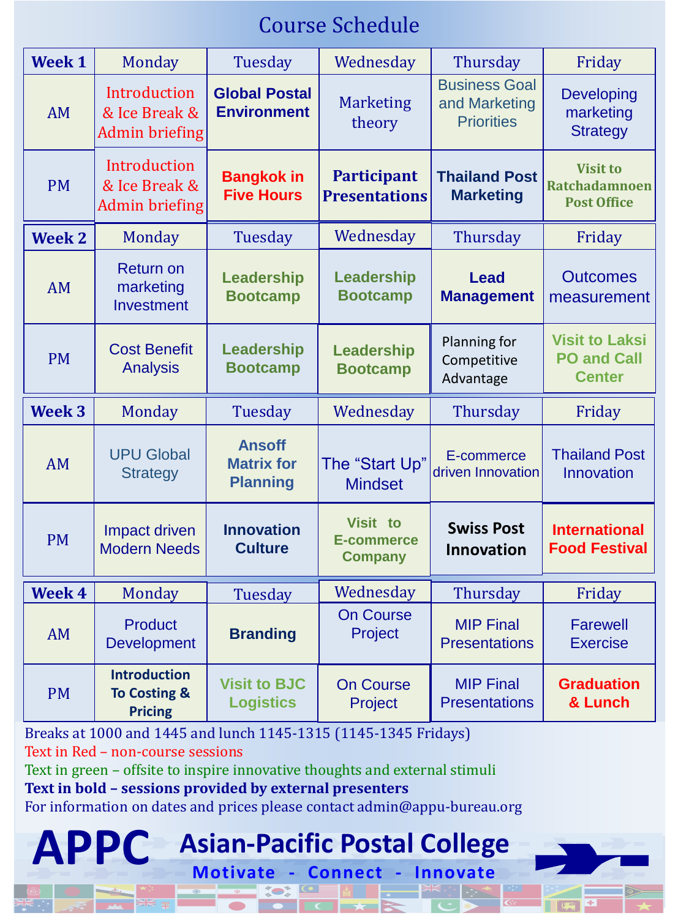# Course Schedule

| Week 1 | Monday | Tuesday | Wednesday | Thursday | Friday |
|---|---|---|---|---|---|
| AM | Introduction & Ice Break & Admin briefing | **Global Postal Environment** | Marketing theory | Business Goal and Marketing Priorities | Developing marketing Strategy |
| PM | Introduction & Ice Break & Admin briefing | **Bangkok in Five Hours** | **Participant Presentations** | **Thailand Post Marketing** | **Visit to Ratchadamnoen Post Office** |

| Week 2 | Monday | Tuesday | Wednesday | Thursday | Friday |
|---|---|---|---|---|---|
| AM | Return on marketing Investment | **Leadership Bootcamp** | **Leadership Bootcamp** | **Lead Management** | Outcomes measurement |
| PM | Cost Benefit Analysis | **Leadership Bootcamp** | **Leadership Bootcamp** | Planning for Competitive Advantage | **Visit to Laksi PO and Call Center** |

| Week 3 | Monday | Tuesday | Wednesday | Thursday | Friday |
|---|---|---|---|---|---|
| AM | UPU Global Strategy | **Ansoff Matrix for Planning** | The “Start Up” Mindset | E-commerce driven Innovation | Thailand Post Innovation |
| PM | Impact driven Modern Needs | **Innovation Culture** | **Visit to E-commerce Company** | **Swiss Post Innovation** | **International Food Festival** |

| Week 4 | Monday | Tuesday | Wednesday | Thursday | Friday |
|---|---|---|---|---|---|
| AM | Product Development | **Branding** | On Course Project | MIP Final Presentations | Farewell Exercise |
| PM | **Introduction To Costing & Pricing** | **Visit to BJC Logistics** | On Course Project | MIP Final Presentations | **Graduation & Lunch** |

Breaks at 1000 and 1445 and lunch 1145-1315 (1145-1345 Fridays)

Text in Red – non-course sessions

Text in green – offsite to inspire innovative thoughts and external stimuli

**Text in bold – sessions provided by external presenters**

For information on dates and prices please contact admin@appu-bureau.org

**APPC** Asian-Pacific Postal College

Motivate - Connect - Innovate